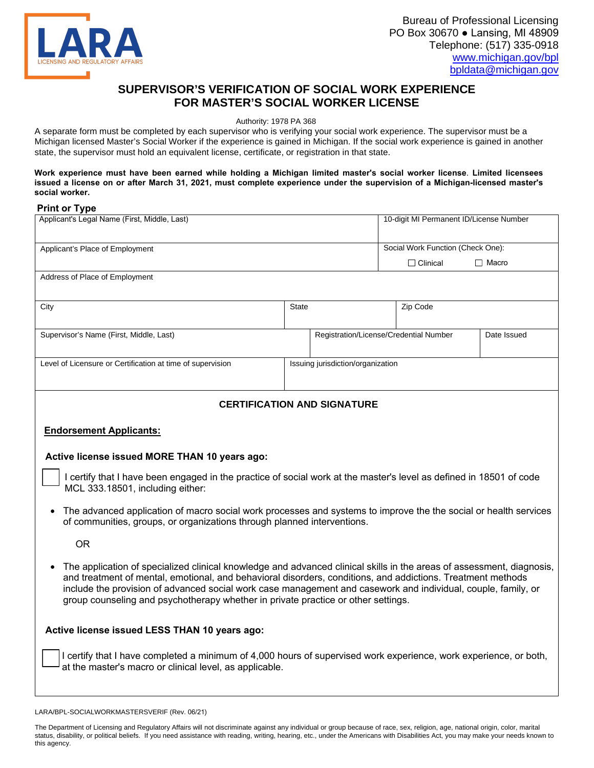LARA
LICENSING AND REGULATORY AFFAIRS

Bureau of Professional Licensing
PO Box 30670 ● Lansing, MI 48909
Telephone: (517) 335-0918
www.michigan.gov/bpl
bpldata@michigan.gov

# SUPERVISOR'S VERIFICATION OF SOCIAL WORK EXPERIENCE FOR MASTER'S SOCIAL WORKER LICENSE

Authority: 1978 PA 368

A separate form must be completed by each supervisor who is verifying your social work experience. The supervisor must be a Michigan licensed Master's Social Worker if the experience is gained in Michigan. If the social work experience is gained in another state, the supervisor must hold an equivalent license, certificate, or registration in that state.

**Work experience must have been earned while holding a Michigan limited master's social worker license. Limited licensees issued a license on or after March 31, 2021, must complete experience under the supervision of a Michigan-licensed master's social worker.**

**Print or Type**

| Applicant's Legal Name (First, Middle, Last) | | | 10-digit MI Permanent ID/License Number |
|---|---|---|---|
| Applicant's Place of Employment | | | Social Work Function (Check One): ☐ Clinical ☐ Macro |
| Address of Place of Employment | | | |
| City | State | Zip Code | |
| Supervisor's Name (First, Middle, Last) | Registration/License/Credential Number | Date Issued | |
| Level of Licensure or Certification at time of supervision | Issuing jurisdiction/organization | | |

## CERTIFICATION AND SIGNATURE

**Endorsement Applicants:**

**Active license issued MORE THAN 10 years ago:**

☐ I certify that I have been engaged in the practice of social work at the master's level as defined in 18501 of code MCL 333.18501, including either:

- The advanced application of macro social work processes and systems to improve the the social or health services of communities, groups, or organizations through planned interventions.

  OR

- The application of specialized clinical knowledge and advanced clinical skills in the areas of assessment, diagnosis, and treatment of mental, emotional, and behavioral disorders, conditions, and addictions. Treatment methods include the provision of advanced social work case management and casework and individual, couple, family, or group counseling and psychotherapy whether in private practice or other settings.

**Active license issued LESS THAN 10 years ago:**

☐ I certify that I have completed a minimum of 4,000 hours of supervised work experience, work experience, or both, at the master's macro or clinical level, as applicable.

LARA/BPL-SOCIALWORKMASTERSVERIF (Rev. 06/21)

The Department of Licensing and Regulatory Affairs will not discriminate against any individual or group because of race, sex, religion, age, national origin, color, marital status, disability, or political beliefs. If you need assistance with reading, writing, hearing, etc., under the Americans with Disabilities Act, you may make your needs known to this agency.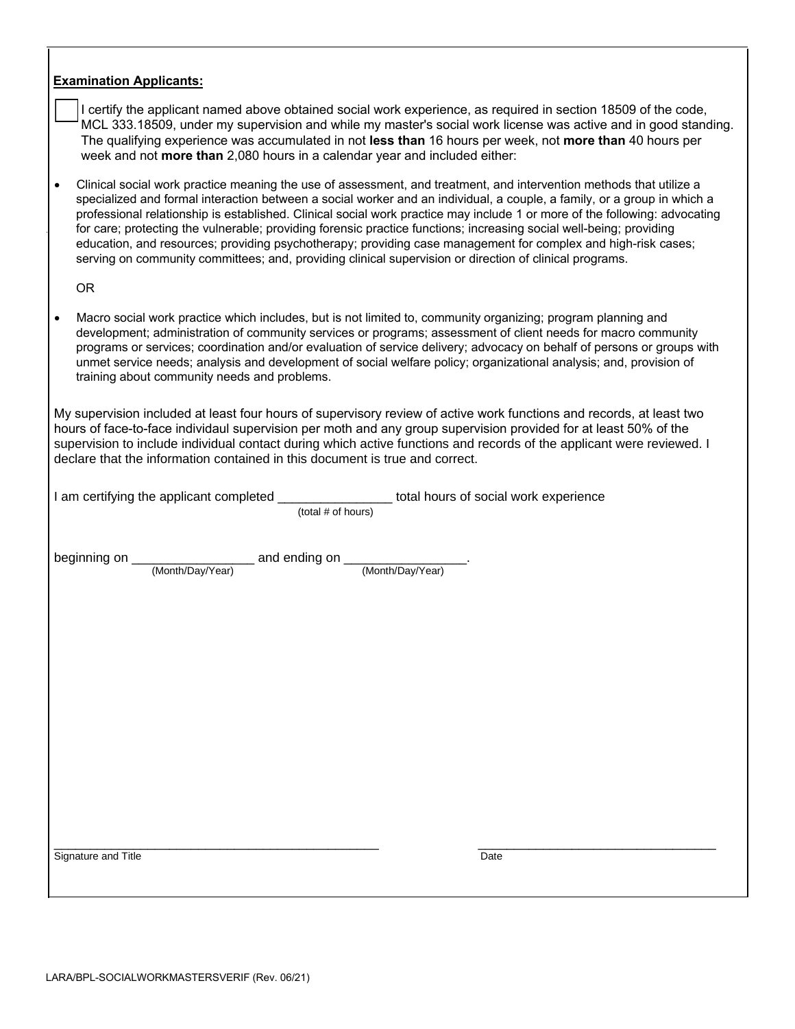**Examination Applicants:**

☐ I certify the applicant named above obtained social work experience, as required in section 18509 of the code, MCL 333.18509, under my supervision and while my master's social work license was active and in good standing. The qualifying experience was accumulated in not **less than** 16 hours per week, not **more than** 40 hours per week and not **more than** 2,080 hours in a calendar year and included either:

- Clinical social work practice meaning the use of assessment, and treatment, and intervention methods that utilize a specialized and formal interaction between a social worker and an individual, a couple, a family, or a group in which a professional relationship is established. Clinical social work practice may include 1 or more of the following: advocating for care; protecting the vulnerable; providing forensic practice functions; increasing social well-being; providing education, and resources; providing psychotherapy; providing case management for complex and high-risk cases; serving on community committees; and, providing clinical supervision or direction of clinical programs.

  OR

- Macro social work practice which includes, but is not limited to, community organizing; program planning and development; administration of community services or programs; assessment of client needs for macro community programs or services; coordination and/or evaluation of service delivery; advocacy on behalf of persons or groups with unmet service needs; analysis and development of social welfare policy; organizational analysis; and, provision of training about community needs and problems.

My supervision included at least four hours of supervisory review of active work functions and records, at least two hours of face-to-face individaul supervision per moth and any group supervision provided for at least 50% of the supervision to include individual contact during which active functions and records of the applicant were reviewed. I declare that the information contained in this document is true and correct.

I am certifying the applicant completed _______________ total hours of social work experience
(total # of hours)

beginning on ________________ and ending on ________________.
(Month/Day/Year) (Month/Day/Year)

_______________________________________________ ___________________________________
Signature and Title Date

LARA/BPL-SOCIALWORKMASTERSVERIF (Rev. 06/21)